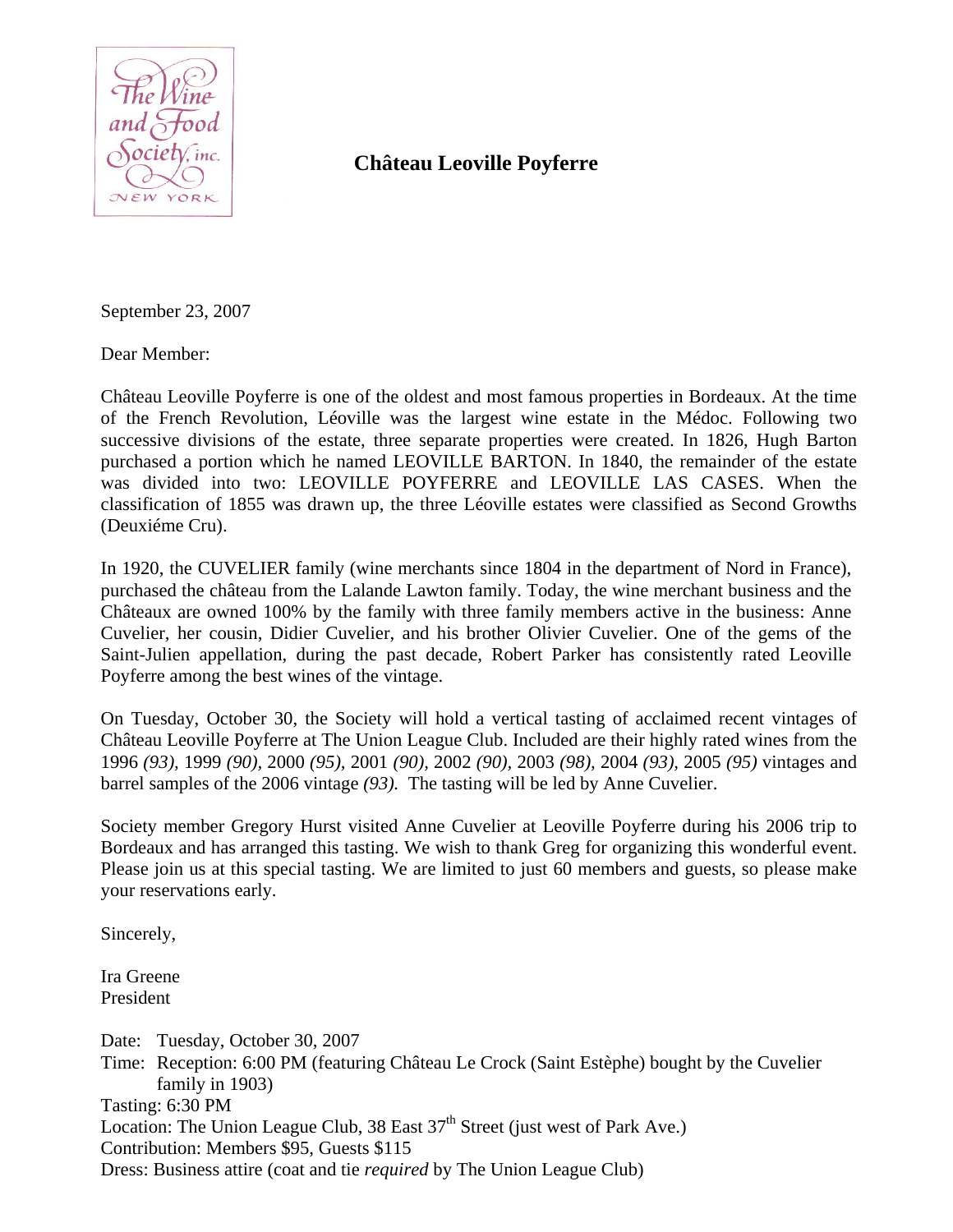The Wine and Food Society, inc. NEW YORK

# Château Leoville Poyferre

September 23, 2007

Dear Member:

Château Leoville Poyferre is one of the oldest and most famous properties in Bordeaux. At the time of the French Revolution, Léoville was the largest wine estate in the Médoc. Following two successive divisions of the estate, three separate properties were created. In 1826, Hugh Barton purchased a portion which he named LEOVILLE BARTON. In 1840, the remainder of the estate was divided into two: LEOVILLE POYFERRE and LEOVILLE LAS CASES. When the classification of 1855 was drawn up, the three Léoville estates were classified as Second Growths (Deuxiéme Cru).

In 1920, the CUVELIER family (wine merchants since 1804 in the department of Nord in France), purchased the château from the Lalande Lawton family. Today, the wine merchant business and the Châteaux are owned 100% by the family with three family members active in the business: Anne Cuvelier, her cousin, Didier Cuvelier, and his brother Olivier Cuvelier. One of the gems of the Saint-Julien appellation, during the past decade, Robert Parker has consistently rated Leoville Poyferre among the best wines of the vintage.

On Tuesday, October 30, the Society will hold a vertical tasting of acclaimed recent vintages of Château Leoville Poyferre at The Union League Club. Included are their highly rated wines from the 1996 *(93),* 1999 *(90),* 2000 *(95),* 2001 *(90),* 2002 *(90),* 2003 *(98),* 2004 *(93),* 2005 *(95)* vintages and barrel samples of the 2006 vintage *(93).* The tasting will be led by Anne Cuvelier.

Society member Gregory Hurst visited Anne Cuvelier at Leoville Poyferre during his 2006 trip to Bordeaux and has arranged this tasting. We wish to thank Greg for organizing this wonderful event. Please join us at this special tasting. We are limited to just 60 members and guests, so please make your reservations early.

Sincerely,

Ira Greene
President

Date: Tuesday, October 30, 2007
Time: Reception: 6:00 PM (featuring Château Le Crock (Saint Estèphe) bought by the Cuvelier family in 1903)
Tasting: 6:30 PM
Location: The Union League Club, 38 East 37th Street (just west of Park Ave.)
Contribution: Members $95, Guests $115
Dress: Business attire (coat and tie *required* by The Union League Club)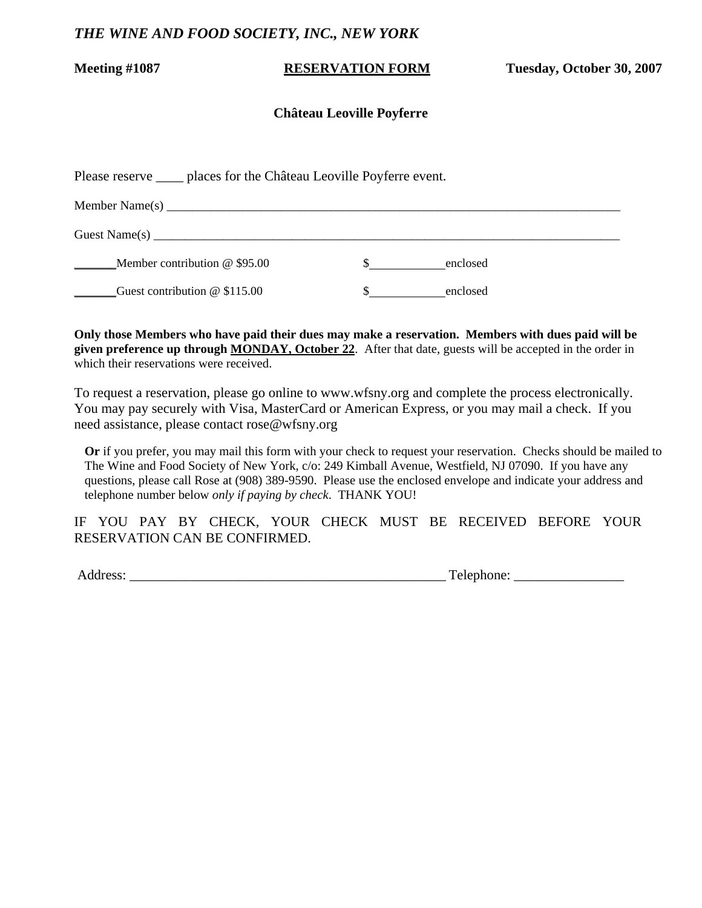***THE WINE AND FOOD SOCIETY, INC., NEW YORK***

**Meeting #1087** **RESERVATION FORM** **Tuesday, October 30, 2007**

**Château Leoville Poyferre**

Please reserve ____ places for the Château Leoville Poyferre event.

Member Name(s) ___________________________________________________________________________

Guest Name(s) _____________________________________________________________________________

______Member contribution @ $95.00 $____________enclosed

______Guest contribution @ $115.00 $____________enclosed

**Only those Members who have paid their dues may make a reservation. Members with dues paid will be given preference up through MONDAY, October 22**. After that date, guests will be accepted in the order in which their reservations were received.

To request a reservation, please go online to www.wfsny.org and complete the process electronically. You may pay securely with Visa, MasterCard or American Express, or you may mail a check. If you need assistance, please contact rose@wfsny.org

**Or** if you prefer, you may mail this form with your check to request your reservation. Checks should be mailed to The Wine and Food Society of New York, c/o: 249 Kimball Avenue, Westfield, NJ 07090. If you have any questions, please call Rose at (908) 389-9590. Please use the enclosed envelope and indicate your address and telephone number below *only if paying by check*. THANK YOU!

IF YOU PAY BY CHECK, YOUR CHECK MUST BE RECEIVED BEFORE YOUR RESERVATION CAN BE CONFIRMED.

Address: _______________________________________________ Telephone: ________________